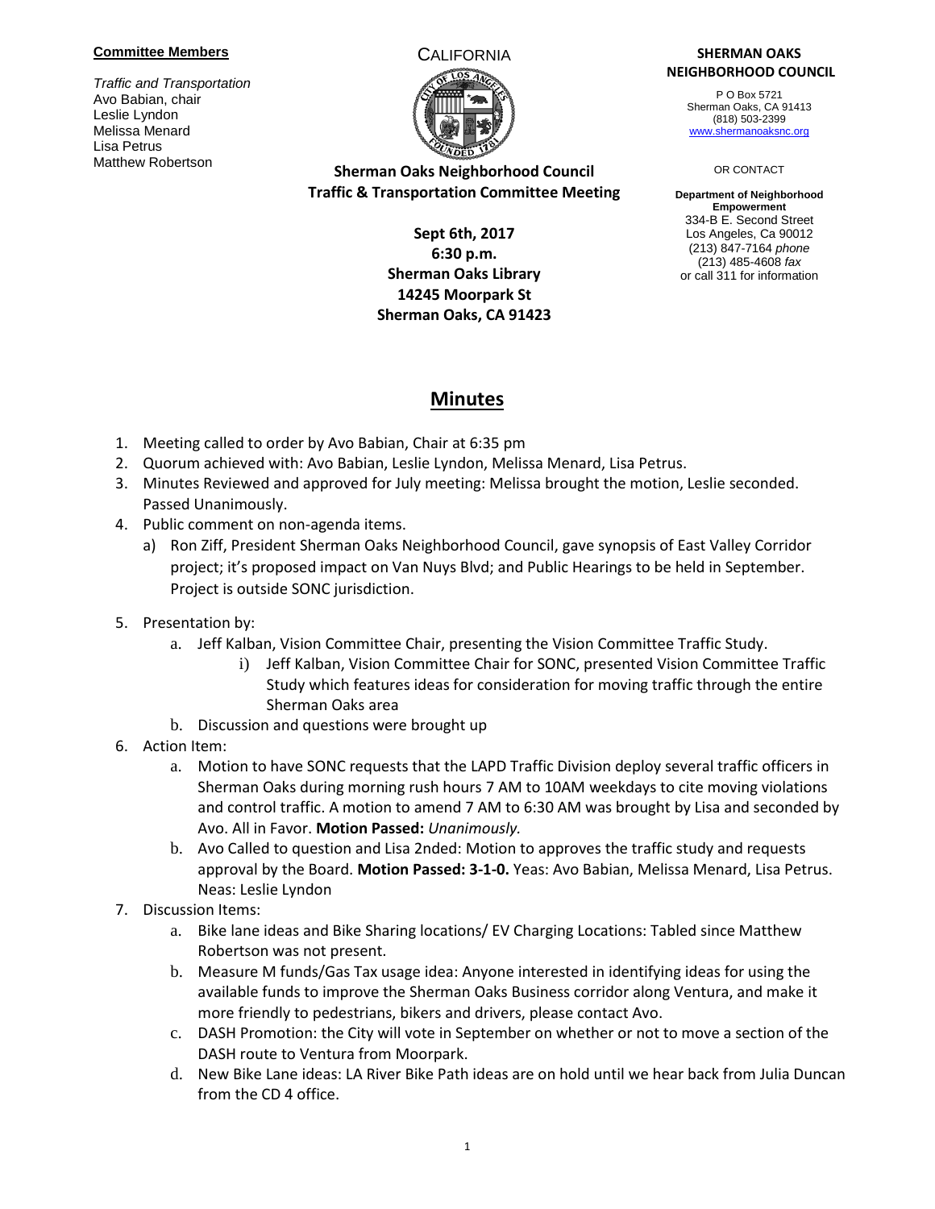**Committee Members**

*Traffic and Transportation*
Avo Babian, chair
Leslie Lyndon
Melissa Menard
Lisa Petrus
Matthew Robertson

CALIFORNIA

**Sherman Oaks Neighborhood Council**
**Traffic & Transportation Committee Meeting**

**Sept 6th, 2017**
**6:30 p.m.**
**Sherman Oaks Library**
**14245 Moorpark St**
**Sherman Oaks, CA 91423**

**SHERMAN OAKS NEIGHBORHOOD COUNCIL**

P O Box 5721
Sherman Oaks, CA 91413
(818) 503-2399
www.shermanoaksnc.org

OR CONTACT

**Department of Neighborhood Empowerment**
334-B E. Second Street
Los Angeles, Ca 90012
(213) 847-7164 *phone*
(213) 485-4608 *fax*
or call 311 for information

# Minutes

1. Meeting called to order by Avo Babian, Chair at 6:35 pm
2. Quorum achieved with: Avo Babian, Leslie Lyndon, Melissa Menard, Lisa Petrus.
3. Minutes Reviewed and approved for July meeting: Melissa brought the motion, Leslie seconded. Passed Unanimously.
4. Public comment on non-agenda items.
   a) Ron Ziff, President Sherman Oaks Neighborhood Council, gave synopsis of East Valley Corridor project; it's proposed impact on Van Nuys Blvd; and Public Hearings to be held in September. Project is outside SONC jurisdiction.
5. Presentation by:
   a. Jeff Kalban, Vision Committee Chair, presenting the Vision Committee Traffic Study.
      i) Jeff Kalban, Vision Committee Chair for SONC, presented Vision Committee Traffic Study which features ideas for consideration for moving traffic through the entire Sherman Oaks area
   b. Discussion and questions were brought up
6. Action Item:
   a. Motion to have SONC requests that the LAPD Traffic Division deploy several traffic officers in Sherman Oaks during morning rush hours 7 AM to 10AM weekdays to cite moving violations and control traffic. A motion to amend 7 AM to 6:30 AM was brought by Lisa and seconded by Avo. All in Favor. **Motion Passed:** *Unanimously.*
   b. Avo Called to question and Lisa 2nded: Motion to approves the traffic study and requests approval by the Board. **Motion Passed: 3-1-0.** Yeas: Avo Babian, Melissa Menard, Lisa Petrus. Neas: Leslie Lyndon
7. Discussion Items:
   a. Bike lane ideas and Bike Sharing locations/ EV Charging Locations: Tabled since Matthew Robertson was not present.
   b. Measure M funds/Gas Tax usage idea: Anyone interested in identifying ideas for using the available funds to improve the Sherman Oaks Business corridor along Ventura, and make it more friendly to pedestrians, bikers and drivers, please contact Avo.
   c. DASH Promotion: the City will vote in September on whether or not to move a section of the DASH route to Ventura from Moorpark.
   d. New Bike Lane ideas: LA River Bike Path ideas are on hold until we hear back from Julia Duncan from the CD 4 office.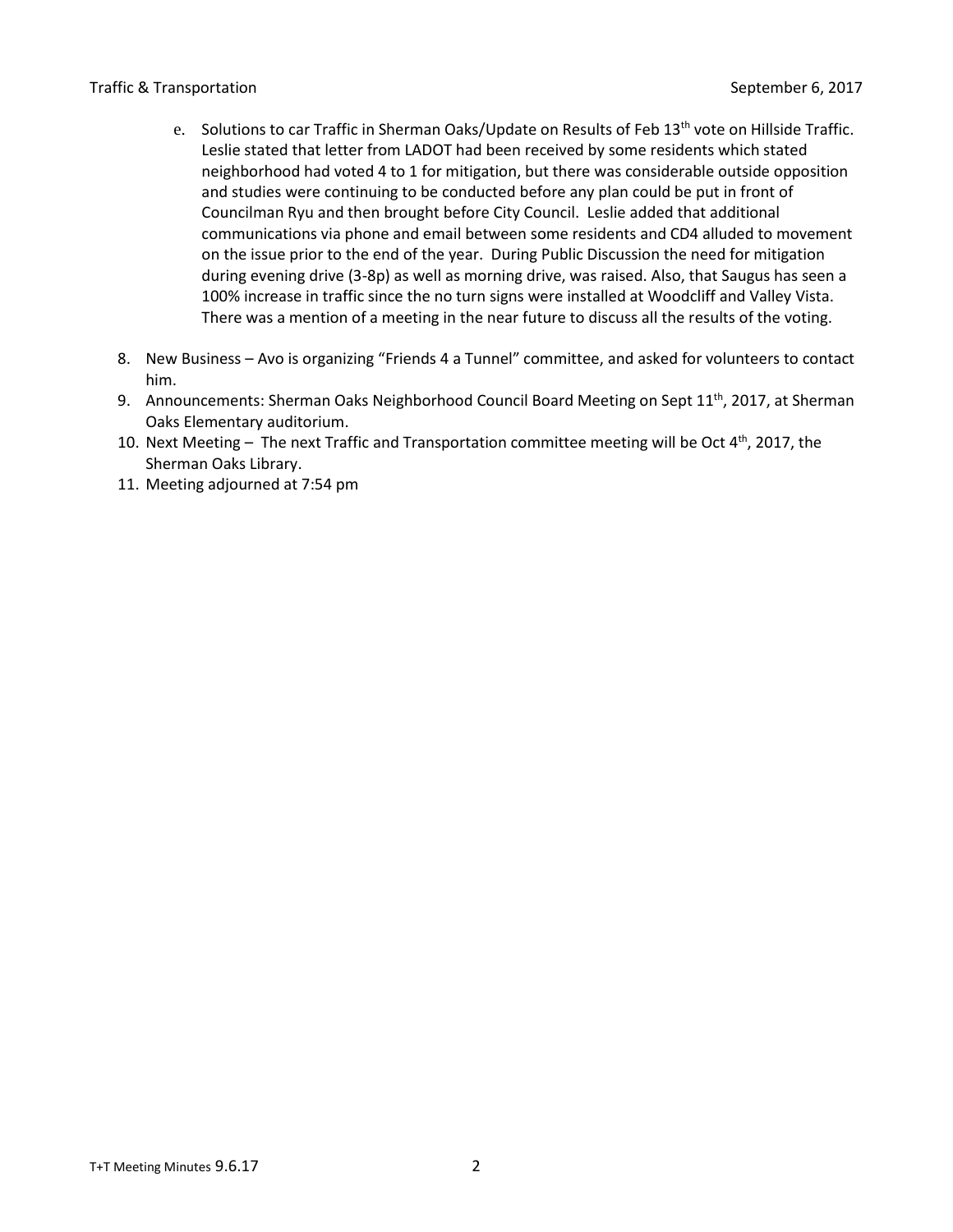e. Solutions to car Traffic in Sherman Oaks/Update on Results of Feb 13th vote on Hillside Traffic. Leslie stated that letter from LADOT had been received by some residents which stated neighborhood had voted 4 to 1 for mitigation, but there was considerable outside opposition and studies were continuing to be conducted before any plan could be put in front of Councilman Ryu and then brought before City Council. Leslie added that additional communications via phone and email between some residents and CD4 alluded to movement on the issue prior to the end of the year. During Public Discussion the need for mitigation during evening drive (3-8p) as well as morning drive, was raised. Also, that Saugus has seen a 100% increase in traffic since the no turn signs were installed at Woodcliff and Valley Vista. There was a mention of a meeting in the near future to discuss all the results of the voting.

8. New Business – Avo is organizing "Friends 4 a Tunnel" committee, and asked for volunteers to contact him.
9. Announcements: Sherman Oaks Neighborhood Council Board Meeting on Sept 11th, 2017, at Sherman Oaks Elementary auditorium.
10. Next Meeting – The next Traffic and Transportation committee meeting will be Oct 4th, 2017, the Sherman Oaks Library.
11. Meeting adjourned at 7:54 pm